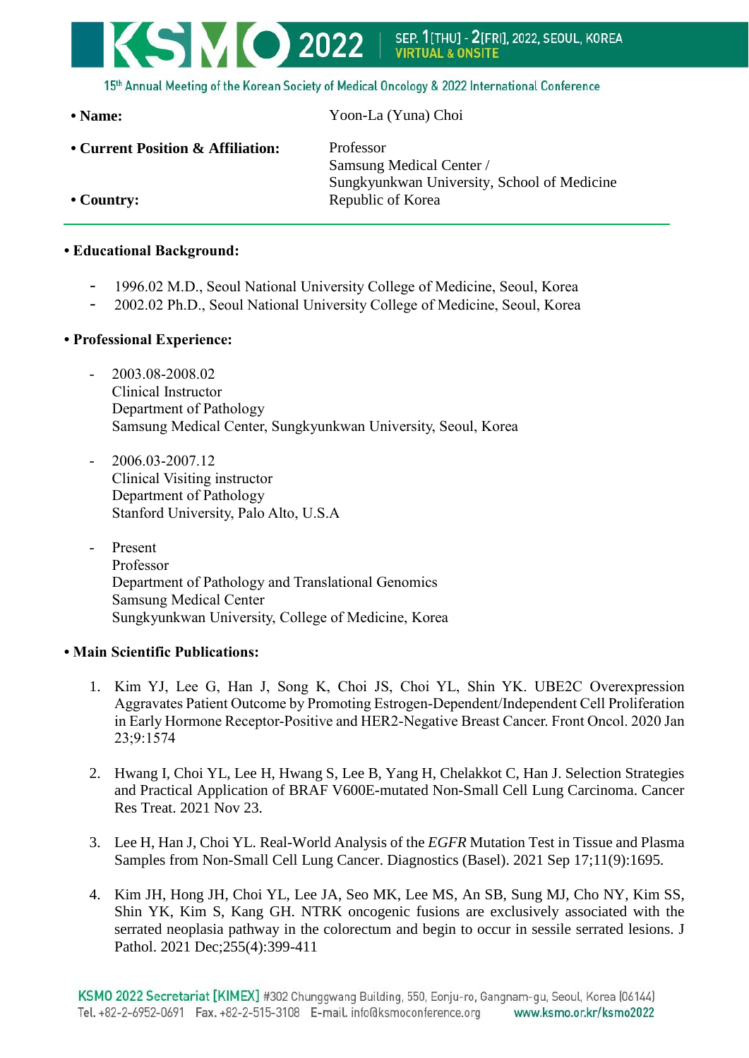- **Name:** Yoon-La (Yuna) Choi
- **Current Position & Affiliation:** Professor
  Samsung Medical Center /
  Sungkyunkwan University, School of Medicine
- **Country:** Republic of Korea

---

**• Educational Background:**

- 1996.02 M.D., Seoul National University College of Medicine, Seoul, Korea
- 2002.02 Ph.D., Seoul National University College of Medicine, Seoul, Korea

**• Professional Experience:**

- 2003.08-2008.02
  Clinical Instructor
  Department of Pathology
  Samsung Medical Center, Sungkyunkwan University, Seoul, Korea

- 2006.03-2007.12
  Clinical Visiting instructor
  Department of Pathology
  Stanford University, Palo Alto, U.S.A

- Present
  Professor
  Department of Pathology and Translational Genomics
  Samsung Medical Center
  Sungkyunkwan University, College of Medicine, Korea

**• Main Scientific Publications:**

1. Kim YJ, Lee G, Han J, Song K, Choi JS, Choi YL, Shin YK. UBE2C Overexpression Aggravates Patient Outcome by Promoting Estrogen-Dependent/Independent Cell Proliferation in Early Hormone Receptor-Positive and HER2-Negative Breast Cancer. Front Oncol. 2020 Jan 23;9:1574

2. Hwang I, Choi YL, Lee H, Hwang S, Lee B, Yang H, Chelakkot C, Han J. Selection Strategies and Practical Application of BRAF V600E-mutated Non-Small Cell Lung Carcinoma. Cancer Res Treat. 2021 Nov 23.

3. Lee H, Han J, Choi YL. Real-World Analysis of the *EGFR* Mutation Test in Tissue and Plasma Samples from Non-Small Cell Lung Cancer. Diagnostics (Basel). 2021 Sep 17;11(9):1695.

4. Kim JH, Hong JH, Choi YL, Lee JA, Seo MK, Lee MS, An SB, Sung MJ, Cho NY, Kim SS, Shin YK, Kim S, Kang GH. NTRK oncogenic fusions are exclusively associated with the serrated neoplasia pathway in the colorectum and begin to occur in sessile serrated lesions. J Pathol. 2021 Dec;255(4):399-411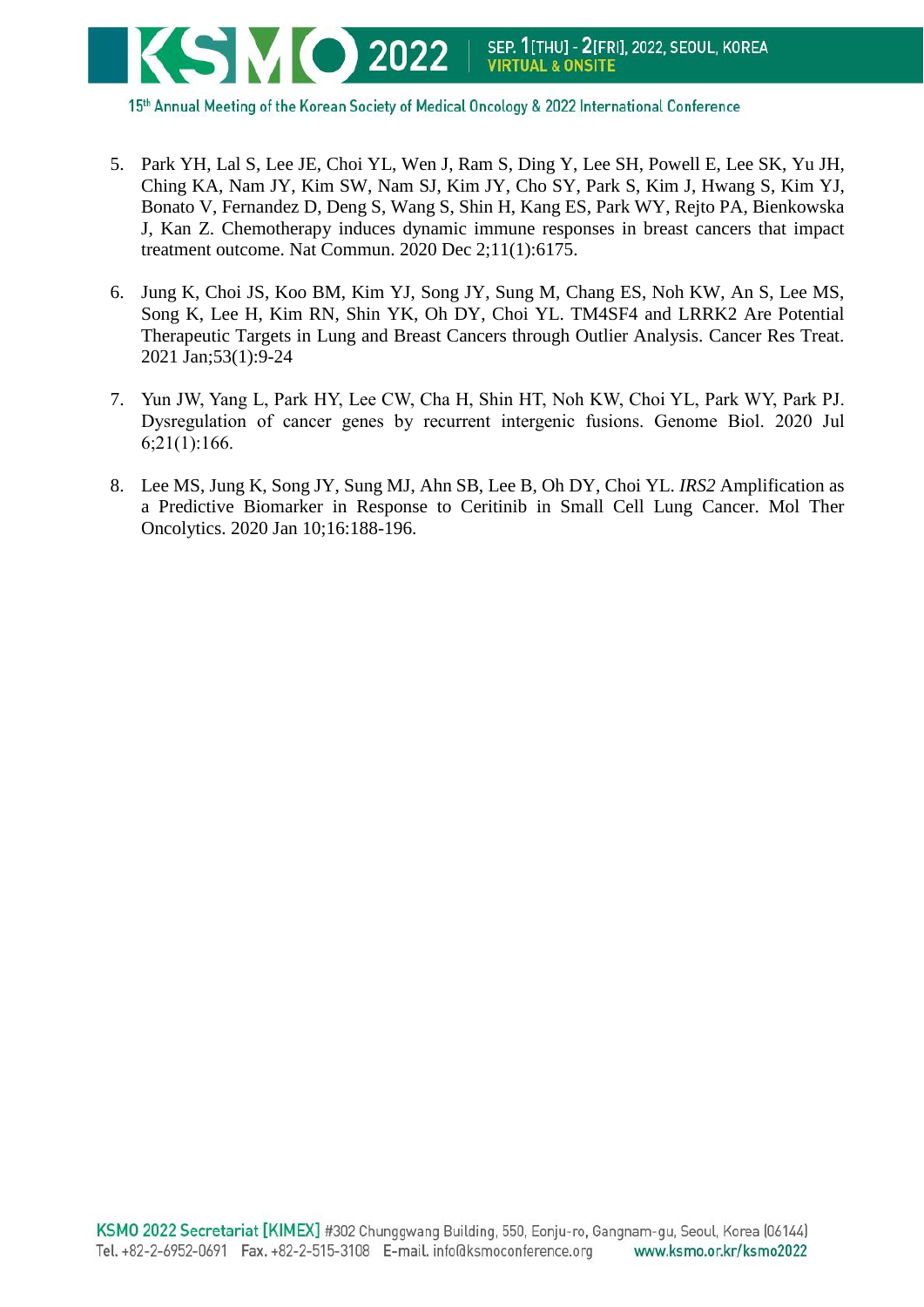5. Park YH, Lal S, Lee JE, Choi YL, Wen J, Ram S, Ding Y, Lee SH, Powell E, Lee SK, Yu JH, Ching KA, Nam JY, Kim SW, Nam SJ, Kim JY, Cho SY, Park S, Kim J, Hwang S, Kim YJ, Bonato V, Fernandez D, Deng S, Wang S, Shin H, Kang ES, Park WY, Rejto PA, Bienkowska J, Kan Z. Chemotherapy induces dynamic immune responses in breast cancers that impact treatment outcome. Nat Commun. 2020 Dec 2;11(1):6175.

6. Jung K, Choi JS, Koo BM, Kim YJ, Song JY, Sung M, Chang ES, Noh KW, An S, Lee MS, Song K, Lee H, Kim RN, Shin YK, Oh DY, Choi YL. TM4SF4 and LRRK2 Are Potential Therapeutic Targets in Lung and Breast Cancers through Outlier Analysis. Cancer Res Treat. 2021 Jan;53(1):9-24

7. Yun JW, Yang L, Park HY, Lee CW, Cha H, Shin HT, Noh KW, Choi YL, Park WY, Park PJ. Dysregulation of cancer genes by recurrent intergenic fusions. Genome Biol. 2020 Jul 6;21(1):166.

8. Lee MS, Jung K, Song JY, Sung MJ, Ahn SB, Lee B, Oh DY, Choi YL. *IRS2* Amplification as a Predictive Biomarker in Response to Ceritinib in Small Cell Lung Cancer. Mol Ther Oncolytics. 2020 Jan 10;16:188-196.